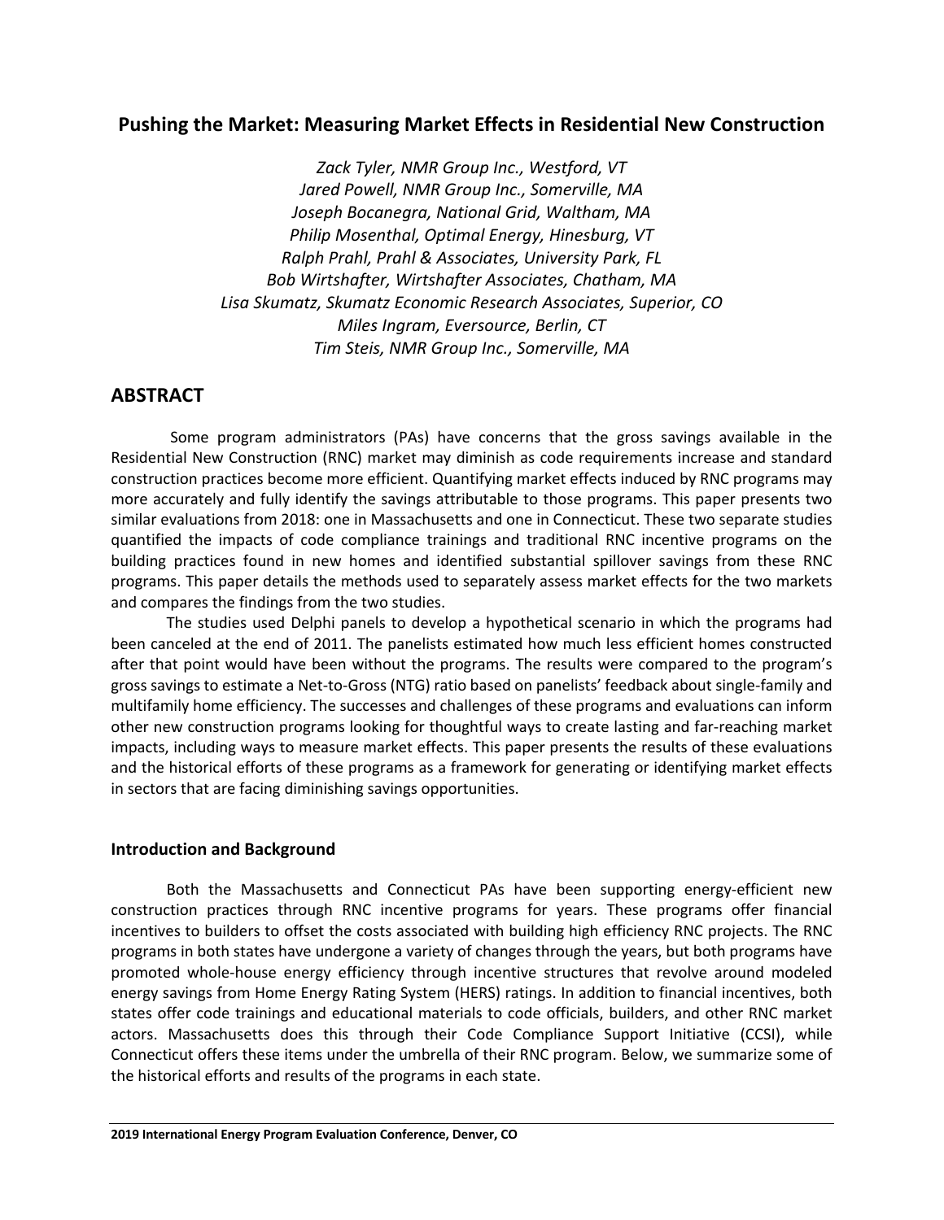# Pushing the Market: Measuring Market Effects in Residential New Construction

*Zack Tyler, NMR Group Inc., Westford, VT*
*Jared Powell, NMR Group Inc., Somerville, MA*
*Joseph Bocanegra, National Grid, Waltham, MA*
*Philip Mosenthal, Optimal Energy, Hinesburg, VT*
*Ralph Prahl, Prahl & Associates, University Park, FL*
*Bob Wirtshafter, Wirtshafter Associates, Chatham, MA*
*Lisa Skumatz, Skumatz Economic Research Associates, Superior, CO*
*Miles Ingram, Eversource, Berlin, CT*
*Tim Steis, NMR Group Inc., Somerville, MA*

## ABSTRACT

Some program administrators (PAs) have concerns that the gross savings available in the Residential New Construction (RNC) market may diminish as code requirements increase and standard construction practices become more efficient. Quantifying market effects induced by RNC programs may more accurately and fully identify the savings attributable to those programs. This paper presents two similar evaluations from 2018: one in Massachusetts and one in Connecticut. These two separate studies quantified the impacts of code compliance trainings and traditional RNC incentive programs on the building practices found in new homes and identified substantial spillover savings from these RNC programs. This paper details the methods used to separately assess market effects for the two markets and compares the findings from the two studies.

The studies used Delphi panels to develop a hypothetical scenario in which the programs had been canceled at the end of 2011. The panelists estimated how much less efficient homes constructed after that point would have been without the programs. The results were compared to the program's gross savings to estimate a Net-to-Gross (NTG) ratio based on panelists' feedback about single-family and multifamily home efficiency. The successes and challenges of these programs and evaluations can inform other new construction programs looking for thoughtful ways to create lasting and far-reaching market impacts, including ways to measure market effects. This paper presents the results of these evaluations and the historical efforts of these programs as a framework for generating or identifying market effects in sectors that are facing diminishing savings opportunities.

### Introduction and Background

Both the Massachusetts and Connecticut PAs have been supporting energy-efficient new construction practices through RNC incentive programs for years. These programs offer financial incentives to builders to offset the costs associated with building high efficiency RNC projects. The RNC programs in both states have undergone a variety of changes through the years, but both programs have promoted whole-house energy efficiency through incentive structures that revolve around modeled energy savings from Home Energy Rating System (HERS) ratings. In addition to financial incentives, both states offer code trainings and educational materials to code officials, builders, and other RNC market actors. Massachusetts does this through their Code Compliance Support Initiative (CCSI), while Connecticut offers these items under the umbrella of their RNC program. Below, we summarize some of the historical efforts and results of the programs in each state.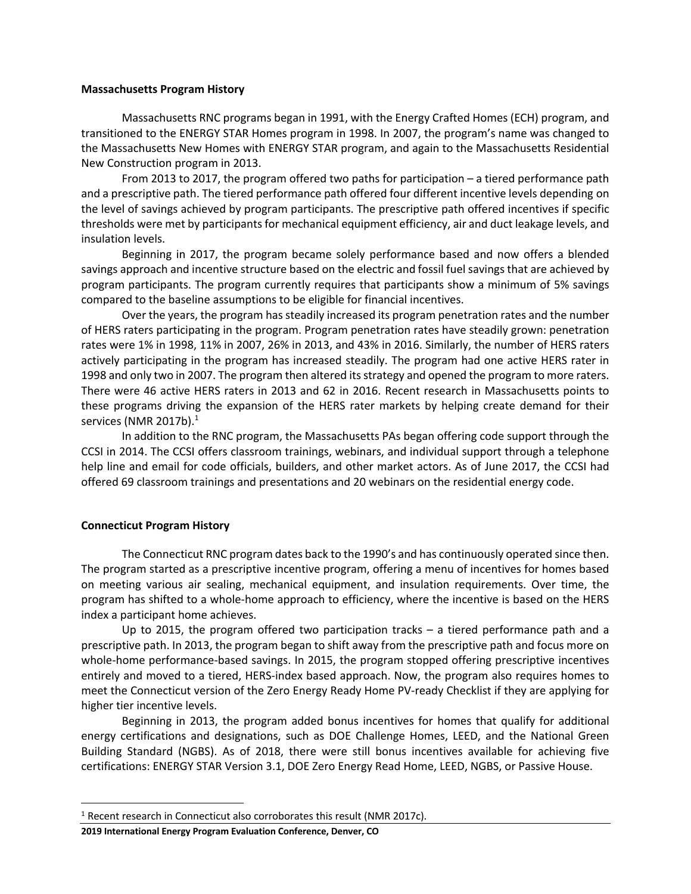**Massachusetts Program History**

Massachusetts RNC programs began in 1991, with the Energy Crafted Homes (ECH) program, and transitioned to the ENERGY STAR Homes program in 1998. In 2007, the program's name was changed to the Massachusetts New Homes with ENERGY STAR program, and again to the Massachusetts Residential New Construction program in 2013.

From 2013 to 2017, the program offered two paths for participation – a tiered performance path and a prescriptive path. The tiered performance path offered four different incentive levels depending on the level of savings achieved by program participants. The prescriptive path offered incentives if specific thresholds were met by participants for mechanical equipment efficiency, air and duct leakage levels, and insulation levels.

Beginning in 2017, the program became solely performance based and now offers a blended savings approach and incentive structure based on the electric and fossil fuel savings that are achieved by program participants. The program currently requires that participants show a minimum of 5% savings compared to the baseline assumptions to be eligible for financial incentives.

Over the years, the program has steadily increased its program penetration rates and the number of HERS raters participating in the program. Program penetration rates have steadily grown: penetration rates were 1% in 1998, 11% in 2007, 26% in 2013, and 43% in 2016. Similarly, the number of HERS raters actively participating in the program has increased steadily. The program had one active HERS rater in 1998 and only two in 2007. The program then altered its strategy and opened the program to more raters. There were 46 active HERS raters in 2013 and 62 in 2016. Recent research in Massachusetts points to these programs driving the expansion of the HERS rater markets by helping create demand for their services (NMR 2017b).[1]

In addition to the RNC program, the Massachusetts PAs began offering code support through the CCSI in 2014. The CCSI offers classroom trainings, webinars, and individual support through a telephone help line and email for code officials, builders, and other market actors. As of June 2017, the CCSI had offered 69 classroom trainings and presentations and 20 webinars on the residential energy code.

**Connecticut Program History**

The Connecticut RNC program dates back to the 1990's and has continuously operated since then. The program started as a prescriptive incentive program, offering a menu of incentives for homes based on meeting various air sealing, mechanical equipment, and insulation requirements. Over time, the program has shifted to a whole-home approach to efficiency, where the incentive is based on the HERS index a participant home achieves.

Up to 2015, the program offered two participation tracks – a tiered performance path and a prescriptive path. In 2013, the program began to shift away from the prescriptive path and focus more on whole-home performance-based savings. In 2015, the program stopped offering prescriptive incentives entirely and moved to a tiered, HERS-index based approach. Now, the program also requires homes to meet the Connecticut version of the Zero Energy Ready Home PV-ready Checklist if they are applying for higher tier incentive levels.

Beginning in 2013, the program added bonus incentives for homes that qualify for additional energy certifications and designations, such as DOE Challenge Homes, LEED, and the National Green Building Standard (NGBS). As of 2018, there were still bonus incentives available for achieving five certifications: ENERGY STAR Version 3.1, DOE Zero Energy Read Home, LEED, NGBS, or Passive House.

[1] Recent research in Connecticut also corroborates this result (NMR 2017c).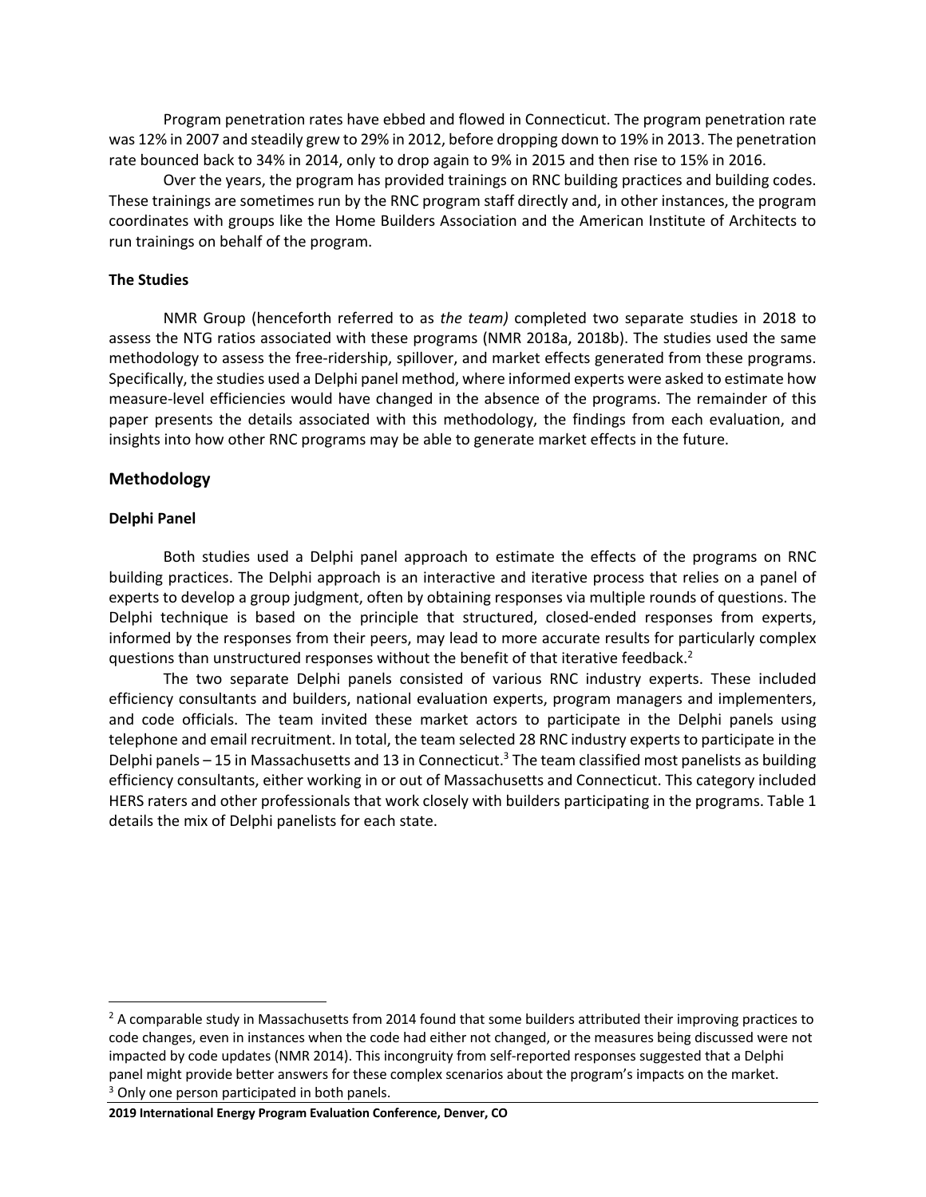Program penetration rates have ebbed and flowed in Connecticut. The program penetration rate was 12% in 2007 and steadily grew to 29% in 2012, before dropping down to 19% in 2013. The penetration rate bounced back to 34% in 2014, only to drop again to 9% in 2015 and then rise to 15% in 2016.

Over the years, the program has provided trainings on RNC building practices and building codes. These trainings are sometimes run by the RNC program staff directly and, in other instances, the program coordinates with groups like the Home Builders Association and the American Institute of Architects to run trainings on behalf of the program.

### The Studies

NMR Group (henceforth referred to as *the team)* completed two separate studies in 2018 to assess the NTG ratios associated with these programs (NMR 2018a, 2018b). The studies used the same methodology to assess the free-ridership, spillover, and market effects generated from these programs. Specifically, the studies used a Delphi panel method, where informed experts were asked to estimate how measure-level efficiencies would have changed in the absence of the programs. The remainder of this paper presents the details associated with this methodology, the findings from each evaluation, and insights into how other RNC programs may be able to generate market effects in the future.

## Methodology

### Delphi Panel

Both studies used a Delphi panel approach to estimate the effects of the programs on RNC building practices. The Delphi approach is an interactive and iterative process that relies on a panel of experts to develop a group judgment, often by obtaining responses via multiple rounds of questions. The Delphi technique is based on the principle that structured, closed-ended responses from experts, informed by the responses from their peers, may lead to more accurate results for particularly complex questions than unstructured responses without the benefit of that iterative feedback.[2]

The two separate Delphi panels consisted of various RNC industry experts. These included efficiency consultants and builders, national evaluation experts, program managers and implementers, and code officials. The team invited these market actors to participate in the Delphi panels using telephone and email recruitment. In total, the team selected 28 RNC industry experts to participate in the Delphi panels – 15 in Massachusetts and 13 in Connecticut.[3] The team classified most panelists as building efficiency consultants, either working in or out of Massachusetts and Connecticut. This category included HERS raters and other professionals that work closely with builders participating in the programs. Table 1 details the mix of Delphi panelists for each state.

[2] A comparable study in Massachusetts from 2014 found that some builders attributed their improving practices to code changes, even in instances when the code had either not changed, or the measures being discussed were not impacted by code updates (NMR 2014). This incongruity from self-reported responses suggested that a Delphi panel might provide better answers for these complex scenarios about the program's impacts on the market.

[3] Only one person participated in both panels.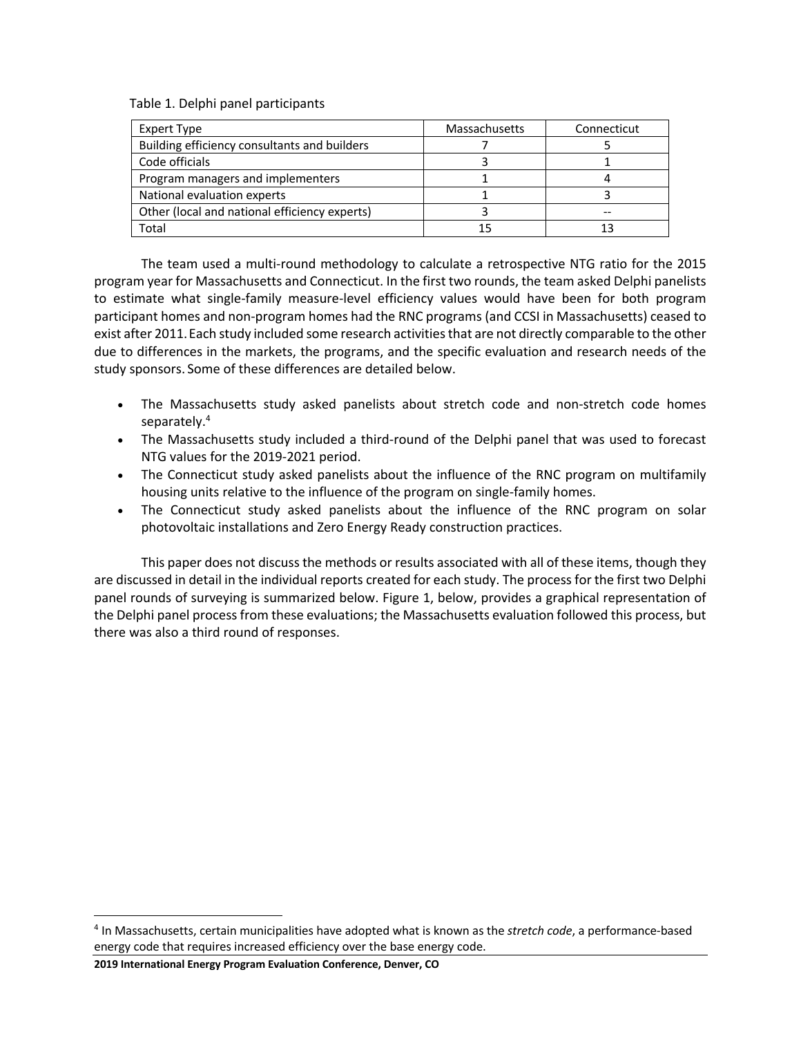Table 1. Delphi panel participants

| Expert Type | Massachusetts | Connecticut |
|---|---|---|
| Building efficiency consultants and builders | 7 | 5 |
| Code officials | 3 | 1 |
| Program managers and implementers | 1 | 4 |
| National evaluation experts | 1 | 3 |
| Other (local and national efficiency experts) | 3 | -- |
| Total | 15 | 13 |

The team used a multi-round methodology to calculate a retrospective NTG ratio for the 2015 program year for Massachusetts and Connecticut. In the first two rounds, the team asked Delphi panelists to estimate what single-family measure-level efficiency values would have been for both program participant homes and non-program homes had the RNC programs (and CCSI in Massachusetts) ceased to exist after 2011. Each study included some research activities that are not directly comparable to the other due to differences in the markets, the programs, and the specific evaluation and research needs of the study sponsors. Some of these differences are detailed below.

- The Massachusetts study asked panelists about stretch code and non-stretch code homes separately.[4]
- The Massachusetts study included a third-round of the Delphi panel that was used to forecast NTG values for the 2019-2021 period.
- The Connecticut study asked panelists about the influence of the RNC program on multifamily housing units relative to the influence of the program on single-family homes.
- The Connecticut study asked panelists about the influence of the RNC program on solar photovoltaic installations and Zero Energy Ready construction practices.

This paper does not discuss the methods or results associated with all of these items, though they are discussed in detail in the individual reports created for each study. The process for the first two Delphi panel rounds of surveying is summarized below. Figure 1, below, provides a graphical representation of the Delphi panel process from these evaluations; the Massachusetts evaluation followed this process, but there was also a third round of responses.

[4] In Massachusetts, certain municipalities have adopted what is known as the *stretch code*, a performance-based energy code that requires increased efficiency over the base energy code.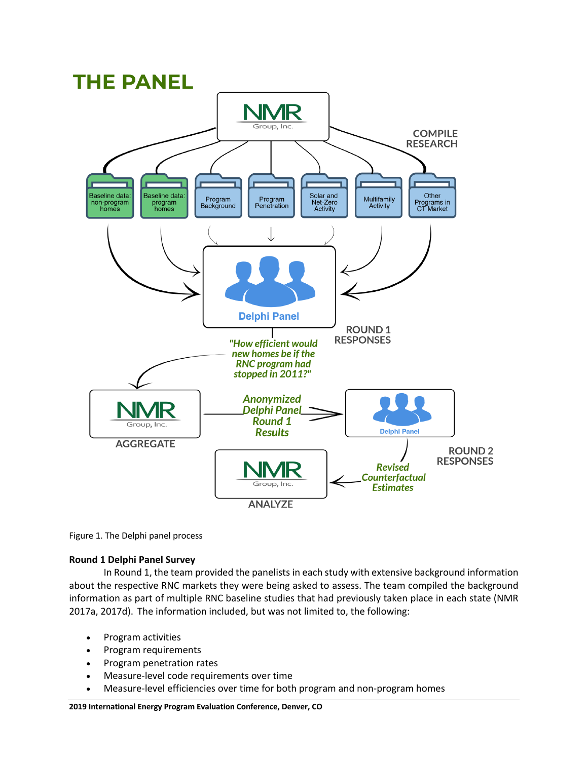## THE PANEL

COMPILE RESEARCH

- Baseline data: non-program homes
- Baseline data: program homes
- Program Background
- Program Penetration
- Solar and Net-Zero Activity
- Multifamily Activity
- Other Programs in CT Market

Delphi Panel

ROUND 1 RESPONSES

*"How efficient would new homes be if the RNC program had stopped in 2011?"*

AGGREGATE

*Anonymized Delphi Panel Round 1 Results*

Delphi Panel

ROUND 2 RESPONSES

*Revised Counterfactual Estimates*

ANALYZE

Figure 1. The Delphi panel process

**Round 1 Delphi Panel Survey**

In Round 1, the team provided the panelists in each study with extensive background information about the respective RNC markets they were being asked to assess. The team compiled the background information as part of multiple RNC baseline studies that had previously taken place in each state (NMR 2017a, 2017d). The information included, but was not limited to, the following:

- Program activities
- Program requirements
- Program penetration rates
- Measure-level code requirements over time
- Measure-level efficiencies over time for both program and non-program homes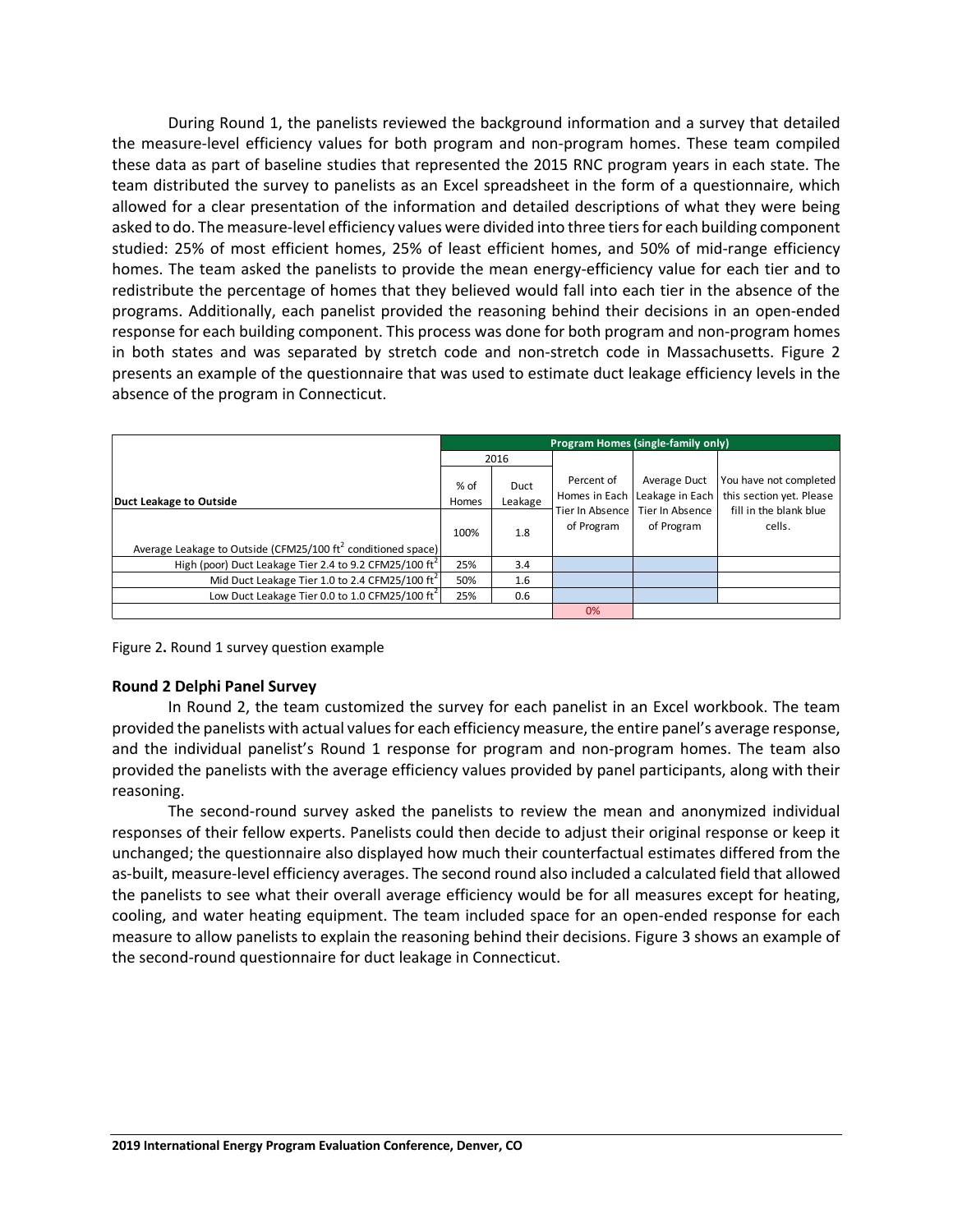During Round 1, the panelists reviewed the background information and a survey that detailed the measure-level efficiency values for both program and non-program homes. These team compiled these data as part of baseline studies that represented the 2015 RNC program years in each state. The team distributed the survey to panelists as an Excel spreadsheet in the form of a questionnaire, which allowed for a clear presentation of the information and detailed descriptions of what they were being asked to do. The measure-level efficiency values were divided into three tiers for each building component studied: 25% of most efficient homes, 25% of least efficient homes, and 50% of mid-range efficiency homes. The team asked the panelists to provide the mean energy-efficiency value for each tier and to redistribute the percentage of homes that they believed would fall into each tier in the absence of the programs. Additionally, each panelist provided the reasoning behind their decisions in an open-ended response for each building component. This process was done for both program and non-program homes in both states and was separated by stretch code and non-stretch code in Massachusetts. Figure 2 presents an example of the questionnaire that was used to estimate duct leakage efficiency levels in the absence of the program in Connecticut.

| | Program Homes (single-family only) | | | | |
|---|---|---|---|---|---|
| | 2016 | | | | |
| **Duct Leakage to Outside** | % of Homes | Duct Leakage | Percent of Homes in Each Tier In Absence of Program | Average Duct Leakage in Each Tier In Absence of Program | You have not completed this section yet. Please fill in the blank blue cells. |
| Average Leakage to Outside (CFM25/100 ft² conditioned space) | 100% | 1.8 | | | |
| High (poor) Duct Leakage Tier 2.4 to 9.2 CFM25/100 ft² | 25% | 3.4 | | | |
| Mid Duct Leakage Tier 1.0 to 2.4 CFM25/100 ft² | 50% | 1.6 | | | |
| Low Duct Leakage Tier 0.0 to 1.0 CFM25/100 ft² | 25% | 0.6 | | | |
| | | | 0% | | |

Figure 2**.** Round 1 survey question example

**Round 2 Delphi Panel Survey**

In Round 2, the team customized the survey for each panelist in an Excel workbook. The team provided the panelists with actual values for each efficiency measure, the entire panel's average response, and the individual panelist's Round 1 response for program and non-program homes. The team also provided the panelists with the average efficiency values provided by panel participants, along with their reasoning.

The second-round survey asked the panelists to review the mean and anonymized individual responses of their fellow experts. Panelists could then decide to adjust their original response or keep it unchanged; the questionnaire also displayed how much their counterfactual estimates differed from the as-built, measure-level efficiency averages. The second round also included a calculated field that allowed the panelists to see what their overall average efficiency would be for all measures except for heating, cooling, and water heating equipment. The team included space for an open-ended response for each measure to allow panelists to explain the reasoning behind their decisions. Figure 3 shows an example of the second-round questionnaire for duct leakage in Connecticut.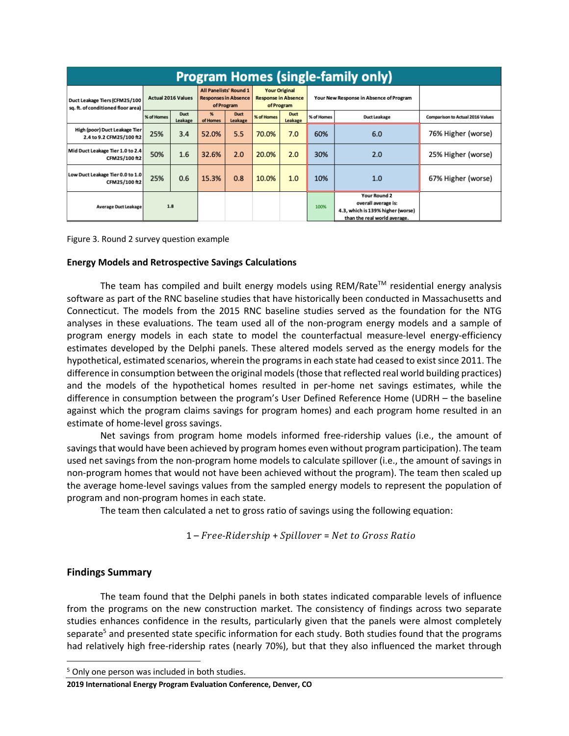| Program Homes (single-family only) | | | | | | | | | |
|---|---|---|---|---|---|---|---|---|---|
| Duct Leakage Tiers (CFM25/100 sq. ft. of conditioned floor area) | Actual 2016 Values | | All Panelists' Round 1 Responses in Absence of Program | | Your Original Response in Absence of Program | | Your New Response in Absence of Program | | |
| | % of Homes | Duct Leakage | % of Homes | Duct Leakage | % of Homes | Duct Leakage | % of Homes | Duct Leakage | Comparison to Actual 2016 Values |
| High (poor) Duct Leakage Tier 2.4 to 9.2 CFM25/100 ft2 | 25% | 3.4 | 52.0% | 5.5 | 70.0% | 7.0 | 60% | 6.0 | 76% Higher (worse) |
| Mid Duct Leakage Tier 1.0 to 2.4 CFM25/100 ft2 | 50% | 1.6 | 32.6% | 2.0 | 20.0% | 2.0 | 30% | 2.0 | 25% Higher (worse) |
| Low Duct Leakage Tier 0.0 to 1.0 CFM25/100 ft2 | 25% | 0.6 | 15.3% | 0.8 | 10.0% | 1.0 | 10% | 1.0 | 67% Higher (worse) |
| Average Duct Leakage | 1.8 | | | | | | 100% | Your Round 2 overall average is: 4.3, which is 139% higher (worse) than the real world average. | |

Figure 3. Round 2 survey question example

**Energy Models and Retrospective Savings Calculations**

The team has compiled and built energy models using REM/Rate™ residential energy analysis software as part of the RNC baseline studies that have historically been conducted in Massachusetts and Connecticut. The models from the 2015 RNC baseline studies served as the foundation for the NTG analyses in these evaluations. The team used all of the non-program energy models and a sample of program energy models in each state to model the counterfactual measure-level energy-efficiency estimates developed by the Delphi panels. These altered models served as the energy models for the hypothetical, estimated scenarios, wherein the programs in each state had ceased to exist since 2011. The difference in consumption between the original models (those that reflected real world building practices) and the models of the hypothetical homes resulted in per-home net savings estimates, while the difference in consumption between the program's User Defined Reference Home (UDRH – the baseline against which the program claims savings for program homes) and each program home resulted in an estimate of home-level gross savings.

Net savings from program home models informed free-ridership values (i.e., the amount of savings that would have been achieved by program homes even without program participation). The team used net savings from the non-program home models to calculate spillover (i.e., the amount of savings in non-program homes that would not have been achieved without the program). The team then scaled up the average home-level savings values from the sampled energy models to represent the population of program and non-program homes in each state.

The team then calculated a net to gross ratio of savings using the following equation:

$$1 - \textit{Free-Ridership} + \textit{Spillover} = \textit{Net to Gross Ratio}$$

## Findings Summary

The team found that the Delphi panels in both states indicated comparable levels of influence from the programs on the new construction market. The consistency of findings across two separate studies enhances confidence in the results, particularly given that the panels were almost completely separate[5] and presented state specific information for each study. Both studies found that the programs had relatively high free-ridership rates (nearly 70%), but that they also influenced the market through

[5] Only one person was included in both studies.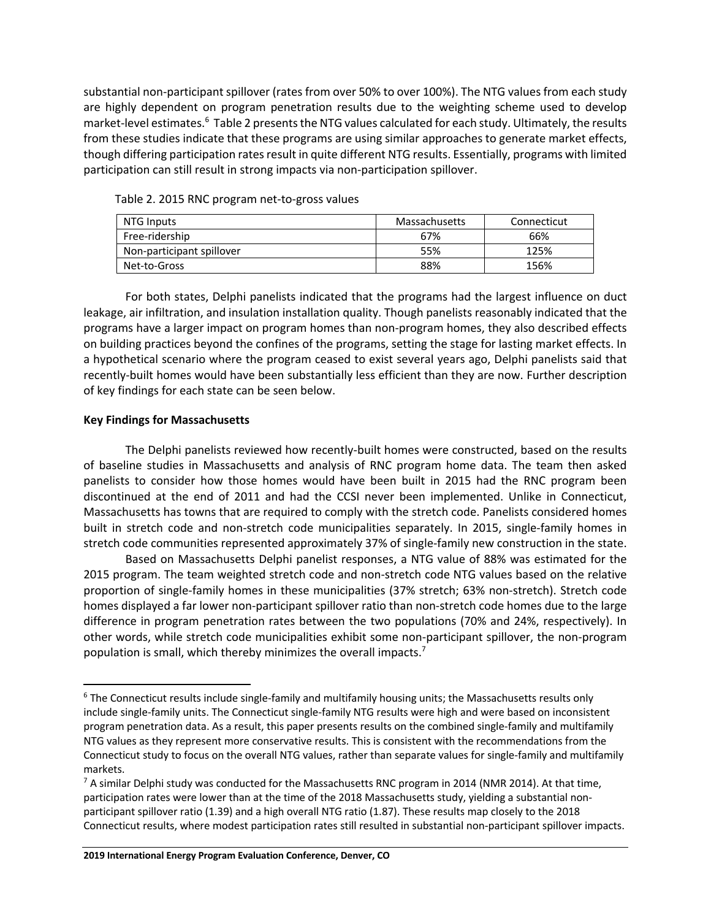substantial non-participant spillover (rates from over 50% to over 100%). The NTG values from each study are highly dependent on program penetration results due to the weighting scheme used to develop market-level estimates.[6] Table 2 presents the NTG values calculated for each study. Ultimately, the results from these studies indicate that these programs are using similar approaches to generate market effects, though differing participation rates result in quite different NTG results. Essentially, programs with limited participation can still result in strong impacts via non-participation spillover.

Table 2. 2015 RNC program net-to-gross values

| NTG Inputs | Massachusetts | Connecticut |
|---|---|---|
| Free-ridership | 67% | 66% |
| Non-participant spillover | 55% | 125% |
| Net-to-Gross | 88% | 156% |

For both states, Delphi panelists indicated that the programs had the largest influence on duct leakage, air infiltration, and insulation installation quality. Though panelists reasonably indicated that the programs have a larger impact on program homes than non-program homes, they also described effects on building practices beyond the confines of the programs, setting the stage for lasting market effects. In a hypothetical scenario where the program ceased to exist several years ago, Delphi panelists said that recently-built homes would have been substantially less efficient than they are now. Further description of key findings for each state can be seen below.

**Key Findings for Massachusetts**

The Delphi panelists reviewed how recently-built homes were constructed, based on the results of baseline studies in Massachusetts and analysis of RNC program home data. The team then asked panelists to consider how those homes would have been built in 2015 had the RNC program been discontinued at the end of 2011 and had the CCSI never been implemented. Unlike in Connecticut, Massachusetts has towns that are required to comply with the stretch code. Panelists considered homes built in stretch code and non-stretch code municipalities separately. In 2015, single-family homes in stretch code communities represented approximately 37% of single-family new construction in the state.

Based on Massachusetts Delphi panelist responses, a NTG value of 88% was estimated for the 2015 program. The team weighted stretch code and non-stretch code NTG values based on the relative proportion of single-family homes in these municipalities (37% stretch; 63% non-stretch). Stretch code homes displayed a far lower non-participant spillover ratio than non-stretch code homes due to the large difference in program penetration rates between the two populations (70% and 24%, respectively). In other words, while stretch code municipalities exhibit some non-participant spillover, the non-program population is small, which thereby minimizes the overall impacts.[7]

[6] The Connecticut results include single-family and multifamily housing units; the Massachusetts results only include single-family units. The Connecticut single-family NTG results were high and were based on inconsistent program penetration data. As a result, this paper presents results on the combined single-family and multifamily NTG values as they represent more conservative results. This is consistent with the recommendations from the Connecticut study to focus on the overall NTG values, rather than separate values for single-family and multifamily markets.

[7] A similar Delphi study was conducted for the Massachusetts RNC program in 2014 (NMR 2014). At that time, participation rates were lower than at the time of the 2018 Massachusetts study, yielding a substantial non-participant spillover ratio (1.39) and a high overall NTG ratio (1.87). These results map closely to the 2018 Connecticut results, where modest participation rates still resulted in substantial non-participant spillover impacts.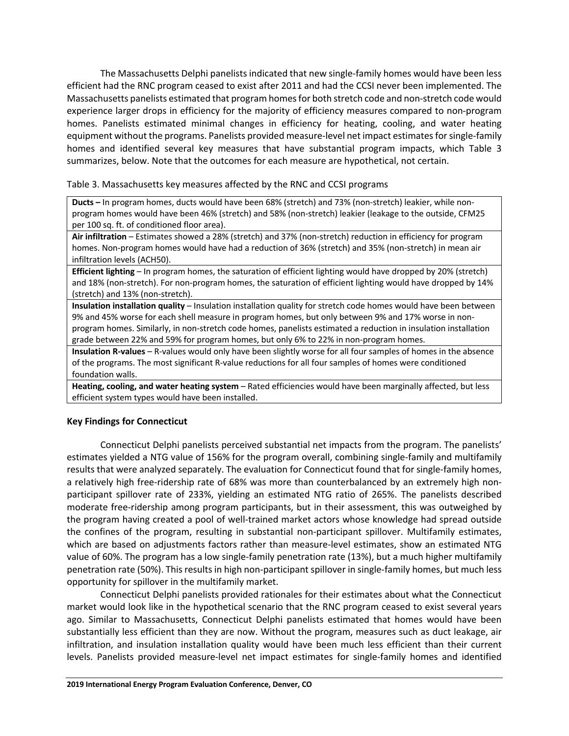The Massachusetts Delphi panelists indicated that new single-family homes would have been less efficient had the RNC program ceased to exist after 2011 and had the CCSI never been implemented. The Massachusetts panelists estimated that program homes for both stretch code and non-stretch code would experience larger drops in efficiency for the majority of efficiency measures compared to non-program homes. Panelists estimated minimal changes in efficiency for heating, cooling, and water heating equipment without the programs. Panelists provided measure-level net impact estimates for single-family homes and identified several key measures that have substantial program impacts, which Table 3 summarizes, below. Note that the outcomes for each measure are hypothetical, not certain.

Table 3. Massachusetts key measures affected by the RNC and CCSI programs

| |
|---|
| **Ducts –** In program homes, ducts would have been 68% (stretch) and 73% (non-stretch) leakier, while non-program homes would have been 46% (stretch) and 58% (non-stretch) leakier (leakage to the outside, CFM25 per 100 sq. ft. of conditioned floor area). |
| **Air infiltration** – Estimates showed a 28% (stretch) and 37% (non-stretch) reduction in efficiency for program homes. Non-program homes would have had a reduction of 36% (stretch) and 35% (non-stretch) in mean air infiltration levels (ACH50). |
| **Efficient lighting** – In program homes, the saturation of efficient lighting would have dropped by 20% (stretch) and 18% (non-stretch). For non-program homes, the saturation of efficient lighting would have dropped by 14% (stretch) and 13% (non-stretch). |
| **Insulation installation quality** – Insulation installation quality for stretch code homes would have been between 9% and 45% worse for each shell measure in program homes, but only between 9% and 17% worse in non-program homes. Similarly, in non-stretch code homes, panelists estimated a reduction in insulation installation grade between 22% and 59% for program homes, but only 6% to 22% in non-program homes. |
| **Insulation R-values** – R-values would only have been slightly worse for all four samples of homes in the absence of the programs. The most significant R-value reductions for all four samples of homes were conditioned foundation walls. |
| **Heating, cooling, and water heating system** – Rated efficiencies would have been marginally affected, but less efficient system types would have been installed. |

## Key Findings for Connecticut

Connecticut Delphi panelists perceived substantial net impacts from the program. The panelists' estimates yielded a NTG value of 156% for the program overall, combining single-family and multifamily results that were analyzed separately. The evaluation for Connecticut found that for single-family homes, a relatively high free-ridership rate of 68% was more than counterbalanced by an extremely high non-participant spillover rate of 233%, yielding an estimated NTG ratio of 265%. The panelists described moderate free-ridership among program participants, but in their assessment, this was outweighed by the program having created a pool of well-trained market actors whose knowledge had spread outside the confines of the program, resulting in substantial non-participant spillover. Multifamily estimates, which are based on adjustments factors rather than measure-level estimates, show an estimated NTG value of 60%. The program has a low single-family penetration rate (13%), but a much higher multifamily penetration rate (50%). This results in high non-participant spillover in single-family homes, but much less opportunity for spillover in the multifamily market.

Connecticut Delphi panelists provided rationales for their estimates about what the Connecticut market would look like in the hypothetical scenario that the RNC program ceased to exist several years ago. Similar to Massachusetts, Connecticut Delphi panelists estimated that homes would have been substantially less efficient than they are now. Without the program, measures such as duct leakage, air infiltration, and insulation installation quality would have been much less efficient than their current levels. Panelists provided measure-level net impact estimates for single-family homes and identified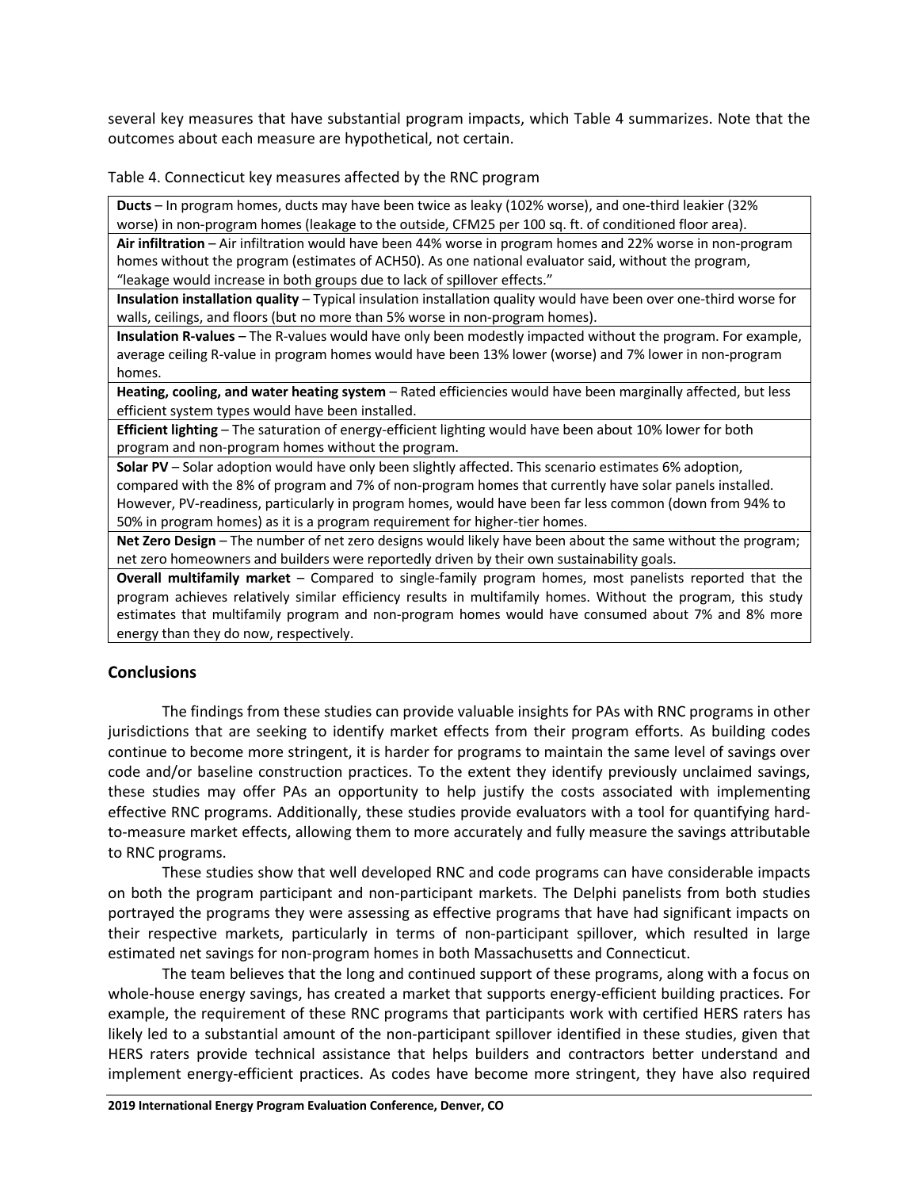several key measures that have substantial program impacts, which Table 4 summarizes. Note that the outcomes about each measure are hypothetical, not certain.

Table 4. Connecticut key measures affected by the RNC program

| |
|---|
| **Ducts** – In program homes, ducts may have been twice as leaky (102% worse), and one-third leakier (32% worse) in non-program homes (leakage to the outside, CFM25 per 100 sq. ft. of conditioned floor area). |
| **Air infiltration** – Air infiltration would have been 44% worse in program homes and 22% worse in non-program homes without the program (estimates of ACH50). As one national evaluator said, without the program, "leakage would increase in both groups due to lack of spillover effects." |
| **Insulation installation quality** – Typical insulation installation quality would have been over one-third worse for walls, ceilings, and floors (but no more than 5% worse in non-program homes). |
| **Insulation R-values** – The R-values would have only been modestly impacted without the program. For example, average ceiling R-value in program homes would have been 13% lower (worse) and 7% lower in non-program homes. |
| **Heating, cooling, and water heating system** – Rated efficiencies would have been marginally affected, but less efficient system types would have been installed. |
| **Efficient lighting** – The saturation of energy-efficient lighting would have been about 10% lower for both program and non-program homes without the program. |
| **Solar PV** – Solar adoption would have only been slightly affected. This scenario estimates 6% adoption, compared with the 8% of program and 7% of non-program homes that currently have solar panels installed. However, PV-readiness, particularly in program homes, would have been far less common (down from 94% to 50% in program homes) as it is a program requirement for higher-tier homes. |
| **Net Zero Design** – The number of net zero designs would likely have been about the same without the program; net zero homeowners and builders were reportedly driven by their own sustainability goals. |
| **Overall multifamily market** – Compared to single-family program homes, most panelists reported that the program achieves relatively similar efficiency results in multifamily homes. Without the program, this study estimates that multifamily program and non-program homes would have consumed about 7% and 8% more energy than they do now, respectively. |

## Conclusions

The findings from these studies can provide valuable insights for PAs with RNC programs in other jurisdictions that are seeking to identify market effects from their program efforts. As building codes continue to become more stringent, it is harder for programs to maintain the same level of savings over code and/or baseline construction practices. To the extent they identify previously unclaimed savings, these studies may offer PAs an opportunity to help justify the costs associated with implementing effective RNC programs. Additionally, these studies provide evaluators with a tool for quantifying hard-to-measure market effects, allowing them to more accurately and fully measure the savings attributable to RNC programs.

These studies show that well developed RNC and code programs can have considerable impacts on both the program participant and non-participant markets. The Delphi panelists from both studies portrayed the programs they were assessing as effective programs that have had significant impacts on their respective markets, particularly in terms of non-participant spillover, which resulted in large estimated net savings for non-program homes in both Massachusetts and Connecticut.

The team believes that the long and continued support of these programs, along with a focus on whole-house energy savings, has created a market that supports energy-efficient building practices. For example, the requirement of these RNC programs that participants work with certified HERS raters has likely led to a substantial amount of the non-participant spillover identified in these studies, given that HERS raters provide technical assistance that helps builders and contractors better understand and implement energy-efficient practices. As codes have become more stringent, they have also required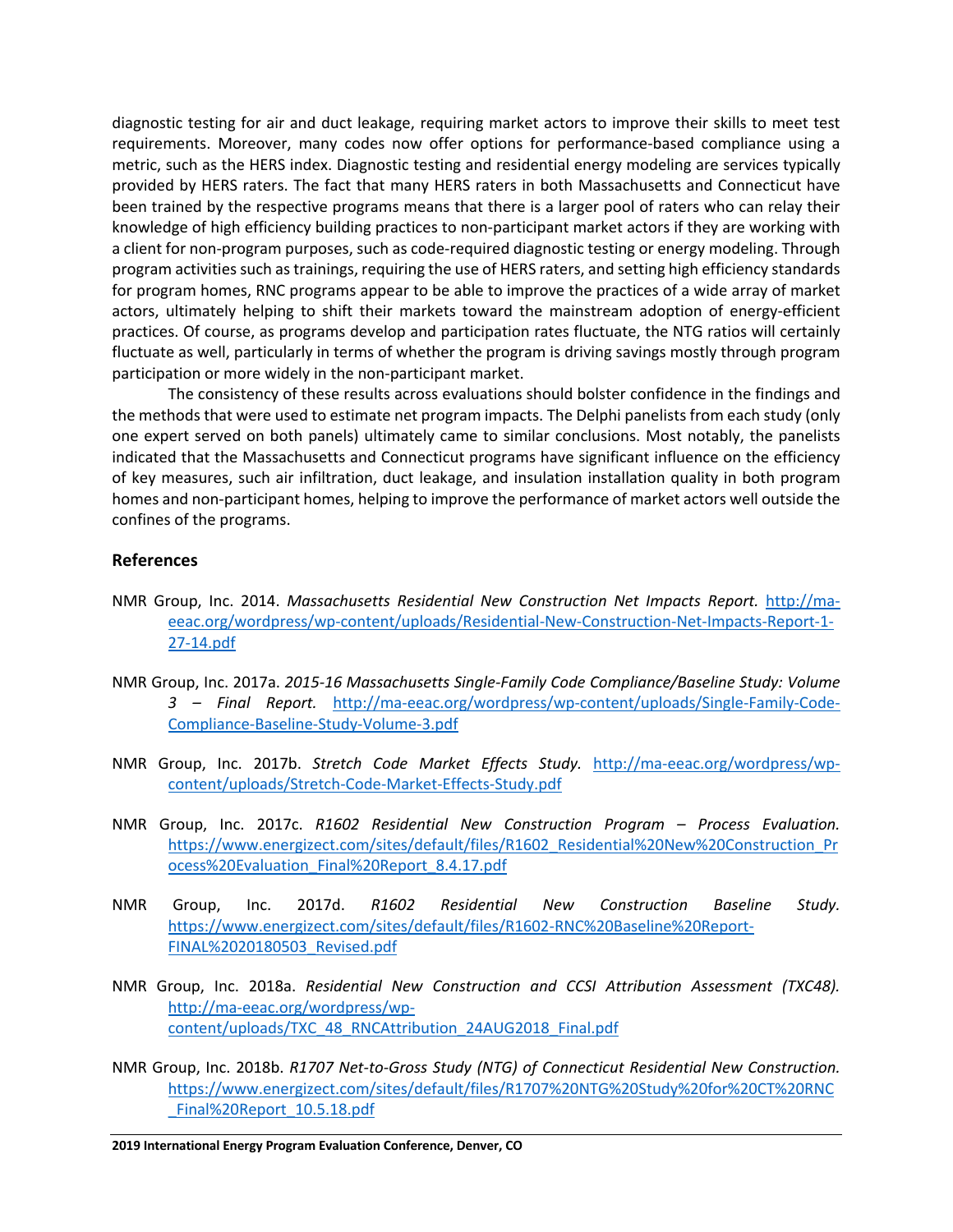diagnostic testing for air and duct leakage, requiring market actors to improve their skills to meet test requirements. Moreover, many codes now offer options for performance-based compliance using a metric, such as the HERS index. Diagnostic testing and residential energy modeling are services typically provided by HERS raters. The fact that many HERS raters in both Massachusetts and Connecticut have been trained by the respective programs means that there is a larger pool of raters who can relay their knowledge of high efficiency building practices to non-participant market actors if they are working with a client for non-program purposes, such as code-required diagnostic testing or energy modeling. Through program activities such as trainings, requiring the use of HERS raters, and setting high efficiency standards for program homes, RNC programs appear to be able to improve the practices of a wide array of market actors, ultimately helping to shift their markets toward the mainstream adoption of energy-efficient practices. Of course, as programs develop and participation rates fluctuate, the NTG ratios will certainly fluctuate as well, particularly in terms of whether the program is driving savings mostly through program participation or more widely in the non-participant market.

The consistency of these results across evaluations should bolster confidence in the findings and the methods that were used to estimate net program impacts. The Delphi panelists from each study (only one expert served on both panels) ultimately came to similar conclusions. Most notably, the panelists indicated that the Massachusetts and Connecticut programs have significant influence on the efficiency of key measures, such air infiltration, duct leakage, and insulation installation quality in both program homes and non-participant homes, helping to improve the performance of market actors well outside the confines of the programs.

## References

NMR Group, Inc. 2014. *Massachusetts Residential New Construction Net Impacts Report.* http://ma-eeac.org/wordpress/wp-content/uploads/Residential-New-Construction-Net-Impacts-Report-1-27-14.pdf

NMR Group, Inc. 2017a. *2015-16 Massachusetts Single-Family Code Compliance/Baseline Study: Volume 3 – Final Report.* http://ma-eeac.org/wordpress/wp-content/uploads/Single-Family-Code-Compliance-Baseline-Study-Volume-3.pdf

NMR Group, Inc. 2017b. *Stretch Code Market Effects Study.* http://ma-eeac.org/wordpress/wp-content/uploads/Stretch-Code-Market-Effects-Study.pdf

NMR Group, Inc. 2017c. *R1602 Residential New Construction Program – Process Evaluation.* https://www.energizect.com/sites/default/files/R1602_Residential%20New%20Construction_Process%20Evaluation_Final%20Report_8.4.17.pdf

NMR Group, Inc. 2017d. *R1602 Residential New Construction Baseline Study.* https://www.energizect.com/sites/default/files/R1602-RNC%20Baseline%20Report-FINAL%2020180503_Revised.pdf

NMR Group, Inc. 2018a. *Residential New Construction and CCSI Attribution Assessment (TXC48).* http://ma-eeac.org/wordpress/wp-content/uploads/TXC_48_RNCAttribution_24AUG2018_Final.pdf

NMR Group, Inc. 2018b. *R1707 Net-to-Gross Study (NTG) of Connecticut Residential New Construction.* https://www.energizect.com/sites/default/files/R1707%20NTG%20Study%20for%20CT%20RNC_Final%20Report_10.5.18.pdf